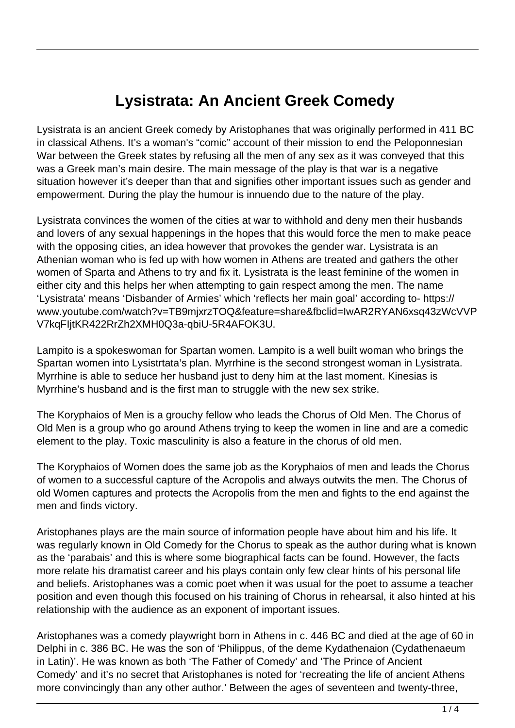# Lysistrata: An Ancient Greek Comedy

Lysistrata is an ancient Greek comedy by Aristophanes that was originally performed in 411 BC in classical Athens. It's a woman's "comic" account of their mission to end the Peloponnesian War between the Greek states by refusing all the men of any sex as it was conveyed that this was a Greek man's main desire. The main message of the play is that war is a negative situation however it's deeper than that and signifies other important issues such as gender and empowerment. During the play the humour is innuendo due to the nature of the play.

Lysistrata convinces the women of the cities at war to withhold and deny men their husbands and lovers of any sexual happenings in the hopes that this would force the men to make peace with the opposing cities, an idea however that provokes the gender war. Lysistrata is an Athenian woman who is fed up with how women in Athens are treated and gathers the other women of Sparta and Athens to try and fix it. Lysistrata is the least feminine of the women in either city and this helps her when attempting to gain respect among the men. The name 'Lysistrata' means 'Disbander of Armies' which 'reflects her main goal' according to- https://www.youtube.com/watch?v=TB9mjxrzTOQ&feature=share&fbclid=IwAR2RYAN6xsq43zWcVVPV7kqFIjtKR422RrZh2XMH0Q3a-qbiU-5R4AFOK3U.

Lampito is a spokeswoman for Spartan women. Lampito is a well built woman who brings the Spartan women into Lysistrtata's plan. Myrrhine is the second strongest woman in Lysistrata. Myrrhine is able to seduce her husband just to deny him at the last moment. Kinesias is Myrrhine's husband and is the first man to struggle with the new sex strike.

The Koryphaios of Men is a grouchy fellow who leads the Chorus of Old Men. The Chorus of Old Men is a group who go around Athens trying to keep the women in line and are a comedic element to the play. Toxic masculinity is also a feature in the chorus of old men.

The Koryphaios of Women does the same job as the Koryphaios of men and leads the Chorus of women to a successful capture of the Acropolis and always outwits the men. The Chorus of old Women captures and protects the Acropolis from the men and fights to the end against the men and finds victory.

Aristophanes plays are the main source of information people have about him and his life. It was regularly known in Old Comedy for the Chorus to speak as the author during what is known as the 'parabais' and this is where some biographical facts can be found. However, the facts more relate his dramatist career and his plays contain only few clear hints of his personal life and beliefs. Aristophanes was a comic poet when it was usual for the poet to assume a teacher position and even though this focused on his training of Chorus in rehearsal, it also hinted at his relationship with the audience as an exponent of important issues.

Aristophanes was a comedy playwright born in Athens in c. 446 BC and died at the age of 60 in Delphi in c. 386 BC. He was the son of 'Philippus, of the deme Kydathenaion (Cydathenaeum in Latin)'. He was known as both 'The Father of Comedy' and 'The Prince of Ancient Comedy' and it's no secret that Aristophanes is noted for 'recreating the life of ancient Athens more convincingly than any other author.' Between the ages of seventeen and twenty-three,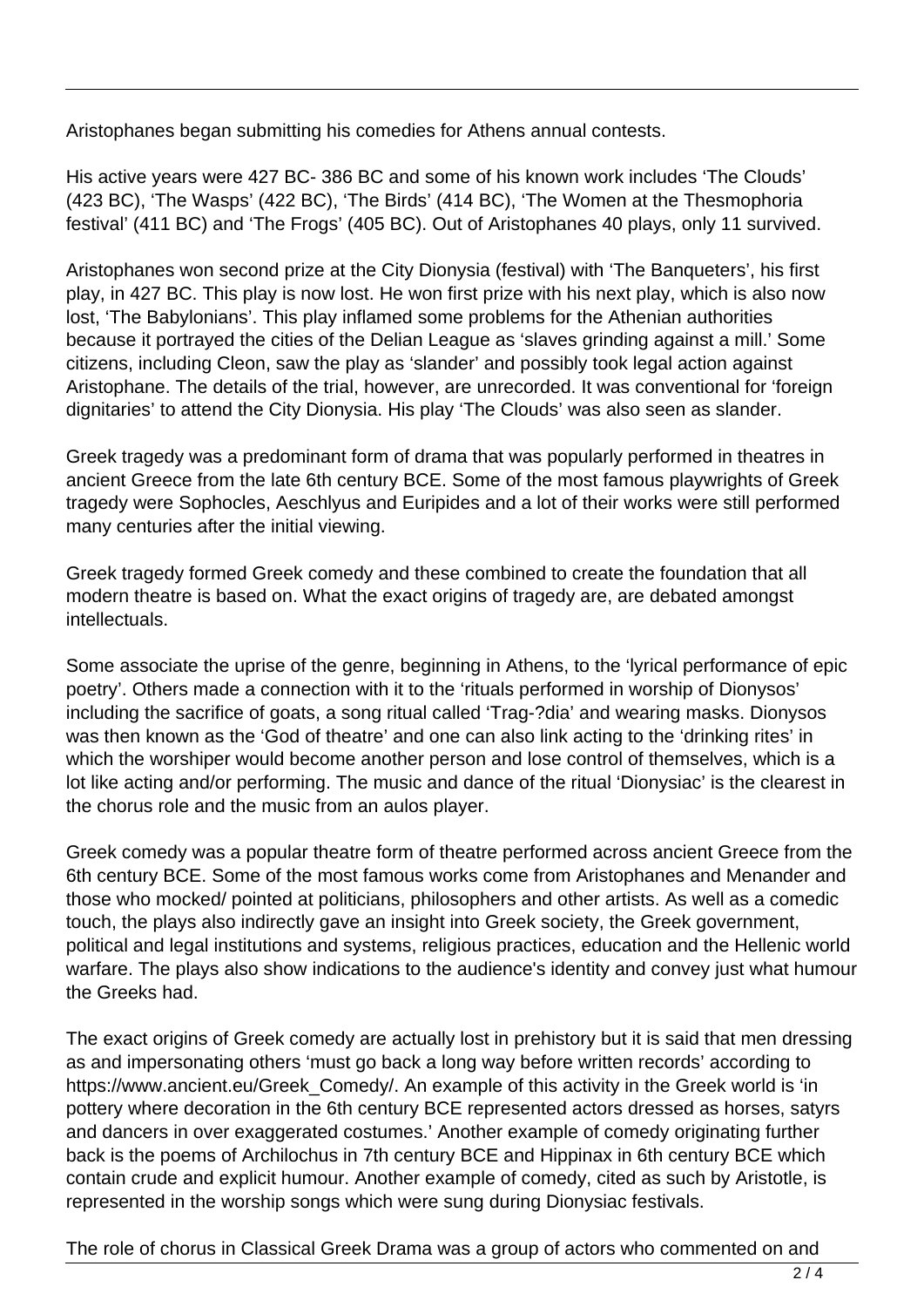Aristophanes began submitting his comedies for Athens annual contests.

His active years were 427 BC- 386 BC and some of his known work includes 'The Clouds' (423 BC), 'The Wasps' (422 BC), 'The Birds' (414 BC), 'The Women at the Thesmophoria festival' (411 BC) and 'The Frogs' (405 BC). Out of Aristophanes 40 plays, only 11 survived.

Aristophanes won second prize at the City Dionysia (festival) with 'The Banqueters', his first play, in 427 BC. This play is now lost. He won first prize with his next play, which is also now lost, 'The Babylonians'. This play inflamed some problems for the Athenian authorities because it portrayed the cities of the Delian League as 'slaves grinding against a mill.' Some citizens, including Cleon, saw the play as 'slander' and possibly took legal action against Aristophane. The details of the trial, however, are unrecorded. It was conventional for 'foreign dignitaries' to attend the City Dionysia. His play 'The Clouds' was also seen as slander.

Greek tragedy was a predominant form of drama that was popularly performed in theatres in ancient Greece from the late 6th century BCE. Some of the most famous playwrights of Greek tragedy were Sophocles, Aeschlyus and Euripides and a lot of their works were still performed many centuries after the initial viewing.

Greek tragedy formed Greek comedy and these combined to create the foundation that all modern theatre is based on. What the exact origins of tragedy are, are debated amongst intellectuals.

Some associate the uprise of the genre, beginning in Athens, to the 'lyrical performance of epic poetry'. Others made a connection with it to the 'rituals performed in worship of Dionysos' including the sacrifice of goats, a song ritual called 'Trag-?dia' and wearing masks. Dionysos was then known as the 'God of theatre' and one can also link acting to the 'drinking rites' in which the worshiper would become another person and lose control of themselves, which is a lot like acting and/or performing. The music and dance of the ritual 'Dionysiac' is the clearest in the chorus role and the music from an aulos player.

Greek comedy was a popular theatre form of theatre performed across ancient Greece from the 6th century BCE. Some of the most famous works come from Aristophanes and Menander and those who mocked/ pointed at politicians, philosophers and other artists. As well as a comedic touch, the plays also indirectly gave an insight into Greek society, the Greek government, political and legal institutions and systems, religious practices, education and the Hellenic world warfare. The plays also show indications to the audience's identity and convey just what humour the Greeks had.

The exact origins of Greek comedy are actually lost in prehistory but it is said that men dressing as and impersonating others 'must go back a long way before written records' according to https://www.ancient.eu/Greek_Comedy/. An example of this activity in the Greek world is 'in pottery where decoration in the 6th century BCE represented actors dressed as horses, satyrs and dancers in over exaggerated costumes.' Another example of comedy originating further back is the poems of Archilochus in 7th century BCE and Hippinax in 6th century BCE which contain crude and explicit humour. Another example of comedy, cited as such by Aristotle, is represented in the worship songs which were sung during Dionysiac festivals.

The role of chorus in Classical Greek Drama was a group of actors who commented on and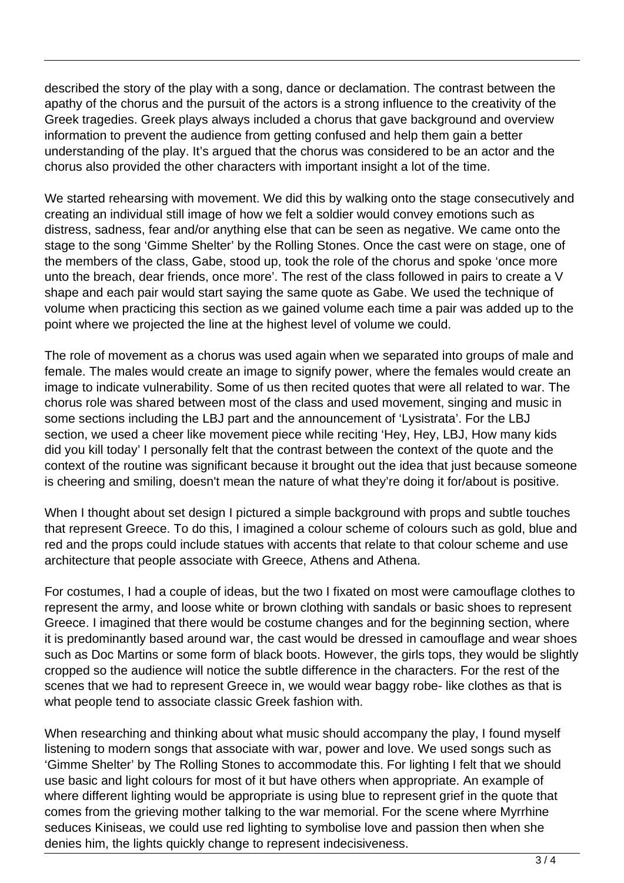described the story of the play with a song, dance or declamation. The contrast between the apathy of the chorus and the pursuit of the actors is a strong influence to the creativity of the Greek tragedies. Greek plays always included a chorus that gave background and overview information to prevent the audience from getting confused and help them gain a better understanding of the play. It's argued that the chorus was considered to be an actor and the chorus also provided the other characters with important insight a lot of the time.

We started rehearsing with movement. We did this by walking onto the stage consecutively and creating an individual still image of how we felt a soldier would convey emotions such as distress, sadness, fear and/or anything else that can be seen as negative. We came onto the stage to the song 'Gimme Shelter' by the Rolling Stones. Once the cast were on stage, one of the members of the class, Gabe, stood up, took the role of the chorus and spoke 'once more unto the breach, dear friends, once more'. The rest of the class followed in pairs to create a V shape and each pair would start saying the same quote as Gabe. We used the technique of volume when practicing this section as we gained volume each time a pair was added up to the point where we projected the line at the highest level of volume we could.

The role of movement as a chorus was used again when we separated into groups of male and female. The males would create an image to signify power, where the females would create an image to indicate vulnerability. Some of us then recited quotes that were all related to war. The chorus role was shared between most of the class and used movement, singing and music in some sections including the LBJ part and the announcement of 'Lysistrata'. For the LBJ section, we used a cheer like movement piece while reciting 'Hey, Hey, LBJ, How many kids did you kill today' I personally felt that the contrast between the context of the quote and the context of the routine was significant because it brought out the idea that just because someone is cheering and smiling, doesn't mean the nature of what they're doing it for/about is positive.

When I thought about set design I pictured a simple background with props and subtle touches that represent Greece. To do this, I imagined a colour scheme of colours such as gold, blue and red and the props could include statues with accents that relate to that colour scheme and use architecture that people associate with Greece, Athens and Athena.

For costumes, I had a couple of ideas, but the two I fixated on most were camouflage clothes to represent the army, and loose white or brown clothing with sandals or basic shoes to represent Greece. I imagined that there would be costume changes and for the beginning section, where it is predominantly based around war, the cast would be dressed in camouflage and wear shoes such as Doc Martins or some form of black boots. However, the girls tops, they would be slightly cropped so the audience will notice the subtle difference in the characters. For the rest of the scenes that we had to represent Greece in, we would wear baggy robe- like clothes as that is what people tend to associate classic Greek fashion with.

When researching and thinking about what music should accompany the play, I found myself listening to modern songs that associate with war, power and love. We used songs such as 'Gimme Shelter' by The Rolling Stones to accommodate this. For lighting I felt that we should use basic and light colours for most of it but have others when appropriate. An example of where different lighting would be appropriate is using blue to represent grief in the quote that comes from the grieving mother talking to the war memorial. For the scene where Myrrhine seduces Kiniseas, we could use red lighting to symbolise love and passion then when she denies him, the lights quickly change to represent indecisiveness.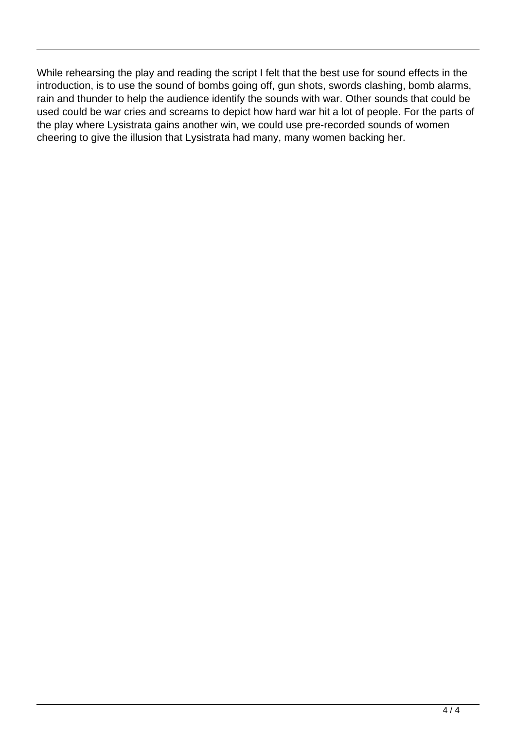While rehearsing the play and reading the script I felt that the best use for sound effects in the introduction, is to use the sound of bombs going off, gun shots, swords clashing, bomb alarms, rain and thunder to help the audience identify the sounds with war. Other sounds that could be used could be war cries and screams to depict how hard war hit a lot of people. For the parts of the play where Lysistrata gains another win, we could use pre-recorded sounds of women cheering to give the illusion that Lysistrata had many, many women backing her.